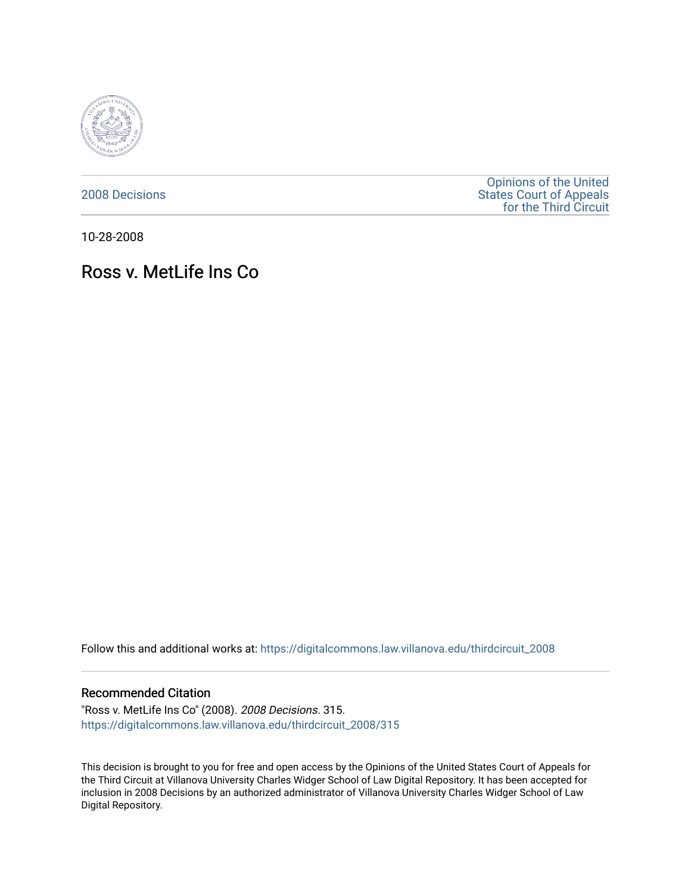2008 Decisions

Opinions of the United States Court of Appeals for the Third Circuit

10-28-2008

# Ross v. MetLife Ins Co

Follow this and additional works at: https://digitalcommons.law.villanova.edu/thirdcircuit_2008

## Recommended Citation

"Ross v. MetLife Ins Co" (2008). *2008 Decisions*. 315.
https://digitalcommons.law.villanova.edu/thirdcircuit_2008/315

This decision is brought to you for free and open access by the Opinions of the United States Court of Appeals for the Third Circuit at Villanova University Charles Widger School of Law Digital Repository. It has been accepted for inclusion in 2008 Decisions by an authorized administrator of Villanova University Charles Widger School of Law Digital Repository.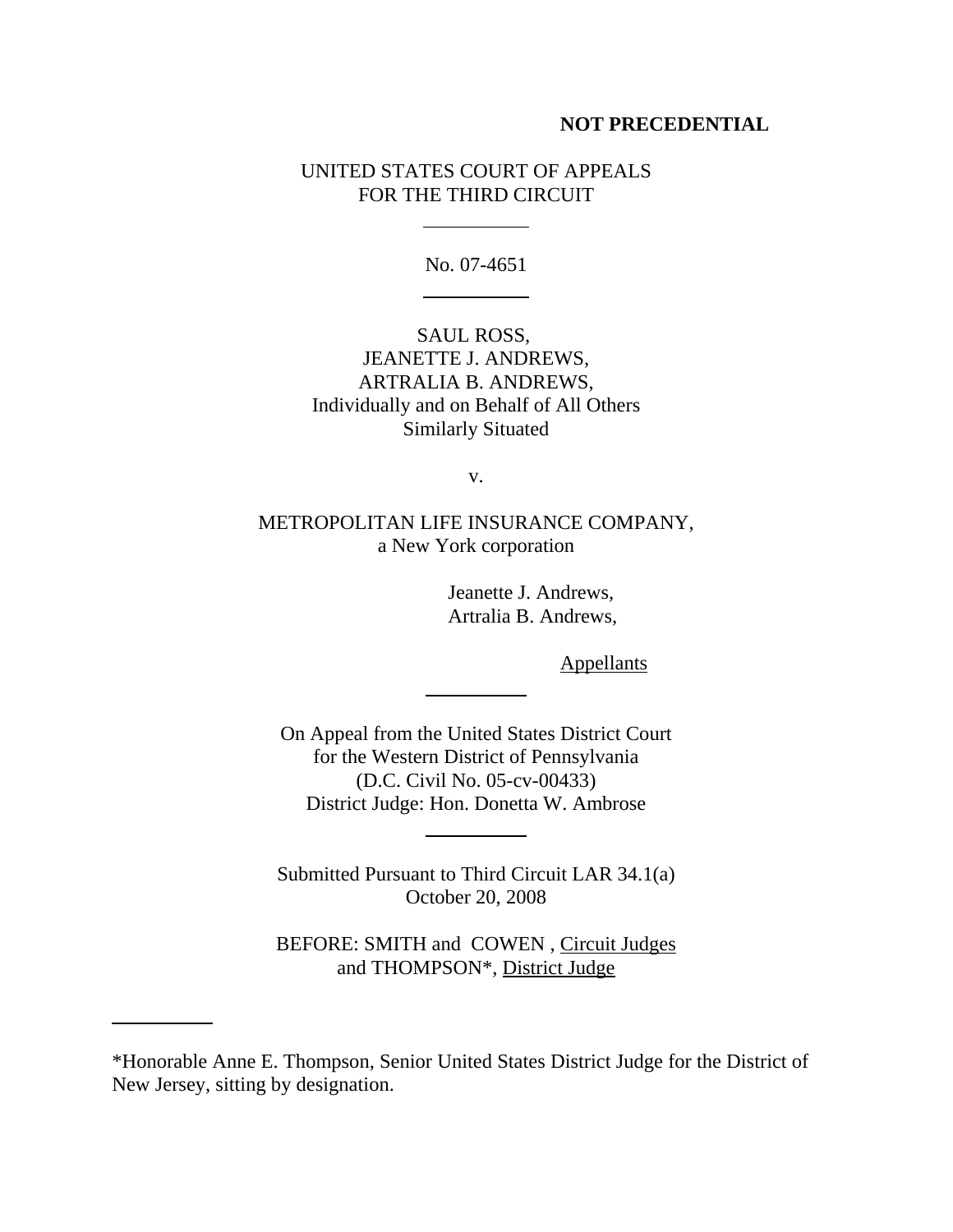**NOT PRECEDENTIAL**

UNITED STATES COURT OF APPEALS
FOR THE THIRD CIRCUIT

No. 07-4651

SAUL ROSS,
JEANETTE J. ANDREWS,
ARTRALIA B. ANDREWS,
Individually and on Behalf of All Others
Similarly Situated

v.

METROPOLITAN LIFE INSURANCE COMPANY,
a New York corporation

Jeanette J. Andrews,
Artralia B. Andrews,

Appellants

On Appeal from the United States District Court
for the Western District of Pennsylvania
(D.C. Civil No. 05-cv-00433)
District Judge: Hon. Donetta W. Ambrose

Submitted Pursuant to Third Circuit LAR 34.1(a)
October 20, 2008

BEFORE: SMITH and COWEN , Circuit Judges
and THOMPSON*, District Judge

*Honorable Anne E. Thompson, Senior United States District Judge for the District of New Jersey, sitting by designation.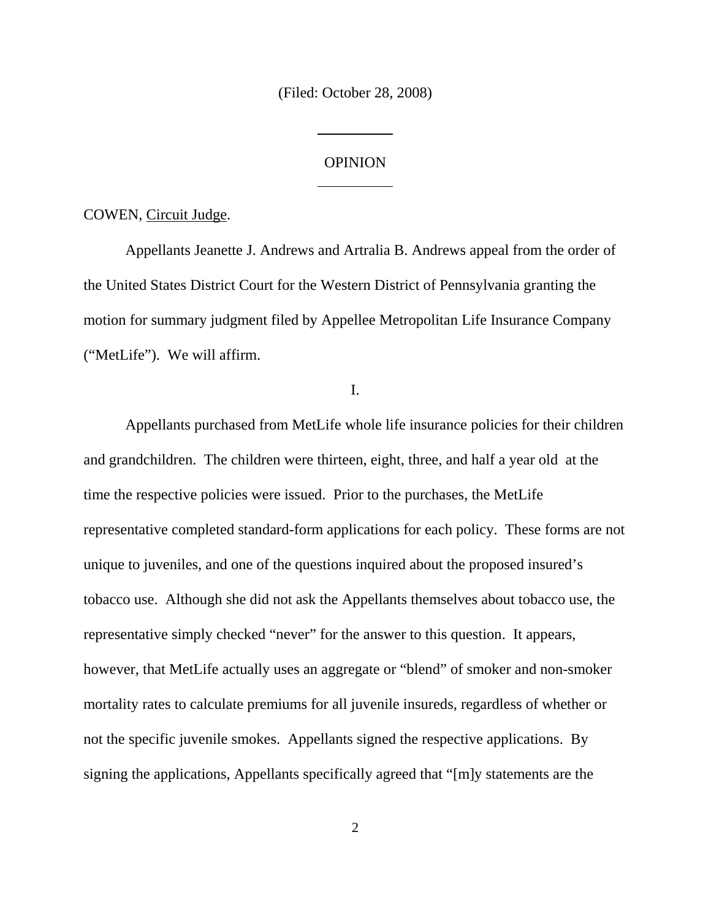(Filed: October 28, 2008)

OPINION

COWEN, Circuit Judge.

Appellants Jeanette J. Andrews and Artralia B. Andrews appeal from the order of the United States District Court for the Western District of Pennsylvania granting the motion for summary judgment filed by Appellee Metropolitan Life Insurance Company ("MetLife"). We will affirm.

I.

Appellants purchased from MetLife whole life insurance policies for their children and grandchildren. The children were thirteen, eight, three, and half a year old at the time the respective policies were issued. Prior to the purchases, the MetLife representative completed standard-form applications for each policy. These forms are not unique to juveniles, and one of the questions inquired about the proposed insured's tobacco use. Although she did not ask the Appellants themselves about tobacco use, the representative simply checked "never" for the answer to this question. It appears, however, that MetLife actually uses an aggregate or "blend" of smoker and non-smoker mortality rates to calculate premiums for all juvenile insureds, regardless of whether or not the specific juvenile smokes. Appellants signed the respective applications. By signing the applications, Appellants specifically agreed that "[m]y statements are the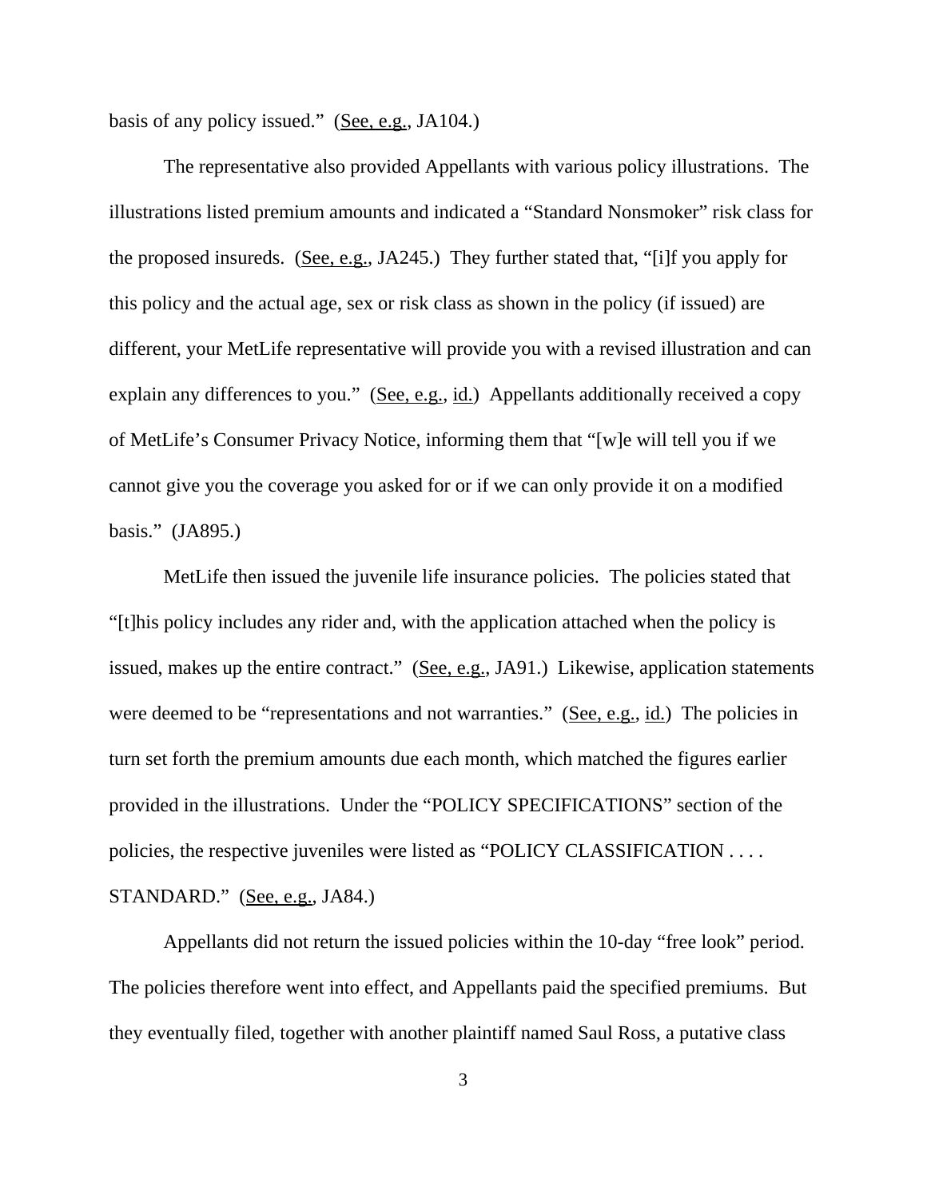basis of any policy issued." (See, e.g., JA104.)

The representative also provided Appellants with various policy illustrations. The illustrations listed premium amounts and indicated a "Standard Nonsmoker" risk class for the proposed insureds. (See, e.g., JA245.) They further stated that, "[i]f you apply for this policy and the actual age, sex or risk class as shown in the policy (if issued) are different, your MetLife representative will provide you with a revised illustration and can explain any differences to you." (See, e.g., id.) Appellants additionally received a copy of MetLife's Consumer Privacy Notice, informing them that "[w]e will tell you if we cannot give you the coverage you asked for or if we can only provide it on a modified basis." (JA895.)

MetLife then issued the juvenile life insurance policies. The policies stated that "[t]his policy includes any rider and, with the application attached when the policy is issued, makes up the entire contract." (See, e.g., JA91.) Likewise, application statements were deemed to be "representations and not warranties." (See, e.g., id.) The policies in turn set forth the premium amounts due each month, which matched the figures earlier provided in the illustrations. Under the "POLICY SPECIFICATIONS" section of the policies, the respective juveniles were listed as "POLICY CLASSIFICATION . . . . STANDARD." (See, e.g., JA84.)

Appellants did not return the issued policies within the 10-day "free look" period. The policies therefore went into effect, and Appellants paid the specified premiums. But they eventually filed, together with another plaintiff named Saul Ross, a putative class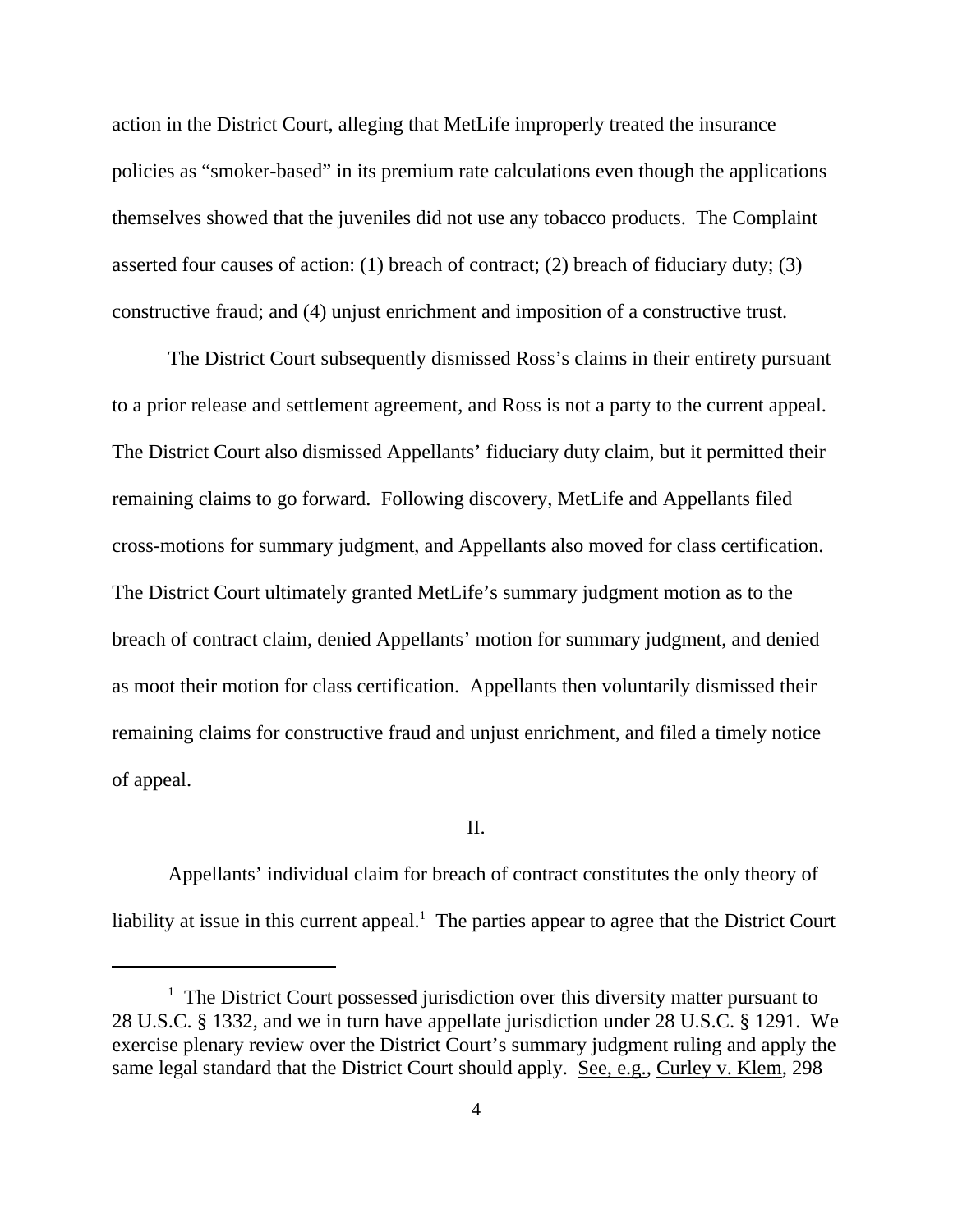action in the District Court, alleging that MetLife improperly treated the insurance policies as "smoker-based" in its premium rate calculations even though the applications themselves showed that the juveniles did not use any tobacco products. The Complaint asserted four causes of action: (1) breach of contract; (2) breach of fiduciary duty; (3) constructive fraud; and (4) unjust enrichment and imposition of a constructive trust.

The District Court subsequently dismissed Ross's claims in their entirety pursuant to a prior release and settlement agreement, and Ross is not a party to the current appeal. The District Court also dismissed Appellants' fiduciary duty claim, but it permitted their remaining claims to go forward. Following discovery, MetLife and Appellants filed cross-motions for summary judgment, and Appellants also moved for class certification. The District Court ultimately granted MetLife's summary judgment motion as to the breach of contract claim, denied Appellants' motion for summary judgment, and denied as moot their motion for class certification. Appellants then voluntarily dismissed their remaining claims for constructive fraud and unjust enrichment, and filed a timely notice of appeal.

## II.

Appellants' individual claim for breach of contract constitutes the only theory of liability at issue in this current appeal.[1] The parties appear to agree that the District Court

[1] The District Court possessed jurisdiction over this diversity matter pursuant to 28 U.S.C. § 1332, and we in turn have appellate jurisdiction under 28 U.S.C. § 1291. We exercise plenary review over the District Court's summary judgment ruling and apply the same legal standard that the District Court should apply. See, e.g., Curley v. Klem, 298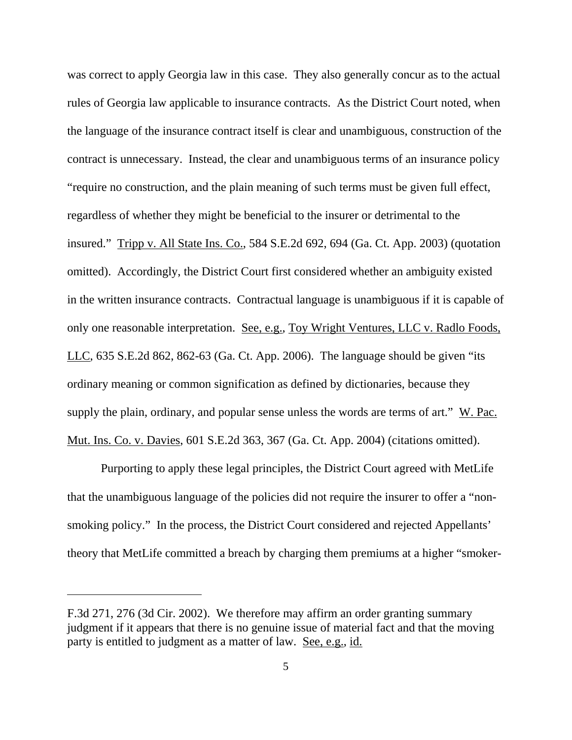was correct to apply Georgia law in this case. They also generally concur as to the actual rules of Georgia law applicable to insurance contracts. As the District Court noted, when the language of the insurance contract itself is clear and unambiguous, construction of the contract is unnecessary. Instead, the clear and unambiguous terms of an insurance policy "require no construction, and the plain meaning of such terms must be given full effect, regardless of whether they might be beneficial to the insurer or detrimental to the insured." Tripp v. All State Ins. Co., 584 S.E.2d 692, 694 (Ga. Ct. App. 2003) (quotation omitted). Accordingly, the District Court first considered whether an ambiguity existed in the written insurance contracts. Contractual language is unambiguous if it is capable of only one reasonable interpretation. See, e.g., Toy Wright Ventures, LLC v. Radlo Foods, LLC, 635 S.E.2d 862, 862-63 (Ga. Ct. App. 2006). The language should be given "its ordinary meaning or common signification as defined by dictionaries, because they supply the plain, ordinary, and popular sense unless the words are terms of art." W. Pac. Mut. Ins. Co. v. Davies, 601 S.E.2d 363, 367 (Ga. Ct. App. 2004) (citations omitted).

Purporting to apply these legal principles, the District Court agreed with MetLife that the unambiguous language of the policies did not require the insurer to offer a "non-smoking policy." In the process, the District Court considered and rejected Appellants' theory that MetLife committed a breach by charging them premiums at a higher "smoker-

---

F.3d 271, 276 (3d Cir. 2002). We therefore may affirm an order granting summary judgment if it appears that there is no genuine issue of material fact and that the moving party is entitled to judgment as a matter of law. See, e.g., id.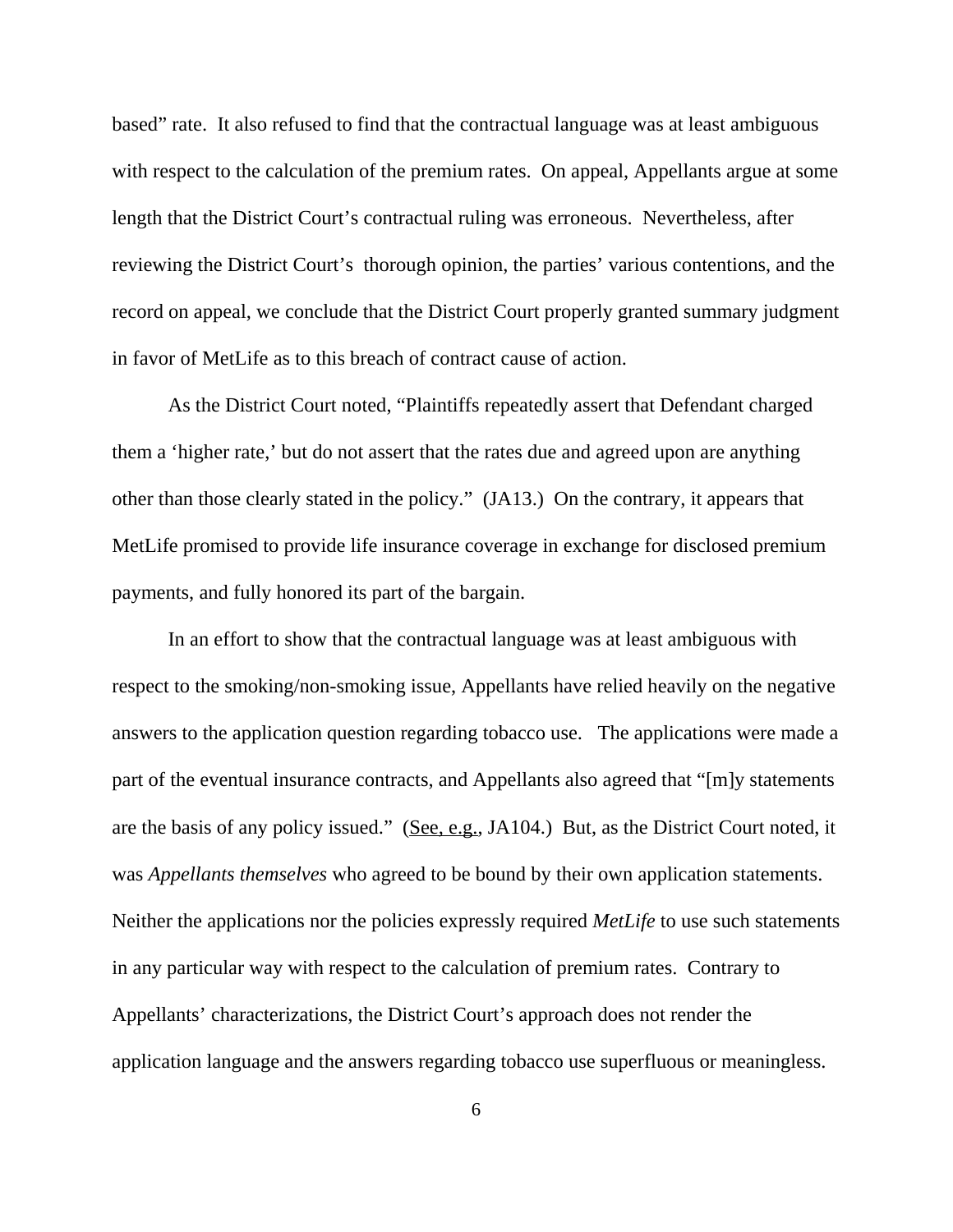based" rate. It also refused to find that the contractual language was at least ambiguous with respect to the calculation of the premium rates. On appeal, Appellants argue at some length that the District Court's contractual ruling was erroneous. Nevertheless, after reviewing the District Court's thorough opinion, the parties' various contentions, and the record on appeal, we conclude that the District Court properly granted summary judgment in favor of MetLife as to this breach of contract cause of action.

As the District Court noted, "Plaintiffs repeatedly assert that Defendant charged them a 'higher rate,' but do not assert that the rates due and agreed upon are anything other than those clearly stated in the policy." (JA13.) On the contrary, it appears that MetLife promised to provide life insurance coverage in exchange for disclosed premium payments, and fully honored its part of the bargain.

In an effort to show that the contractual language was at least ambiguous with respect to the smoking/non-smoking issue, Appellants have relied heavily on the negative answers to the application question regarding tobacco use. The applications were made a part of the eventual insurance contracts, and Appellants also agreed that "[m]y statements are the basis of any policy issued." (See, e.g., JA104.) But, as the District Court noted, it was *Appellants themselves* who agreed to be bound by their own application statements. Neither the applications nor the policies expressly required *MetLife* to use such statements in any particular way with respect to the calculation of premium rates. Contrary to Appellants' characterizations, the District Court's approach does not render the application language and the answers regarding tobacco use superfluous or meaningless.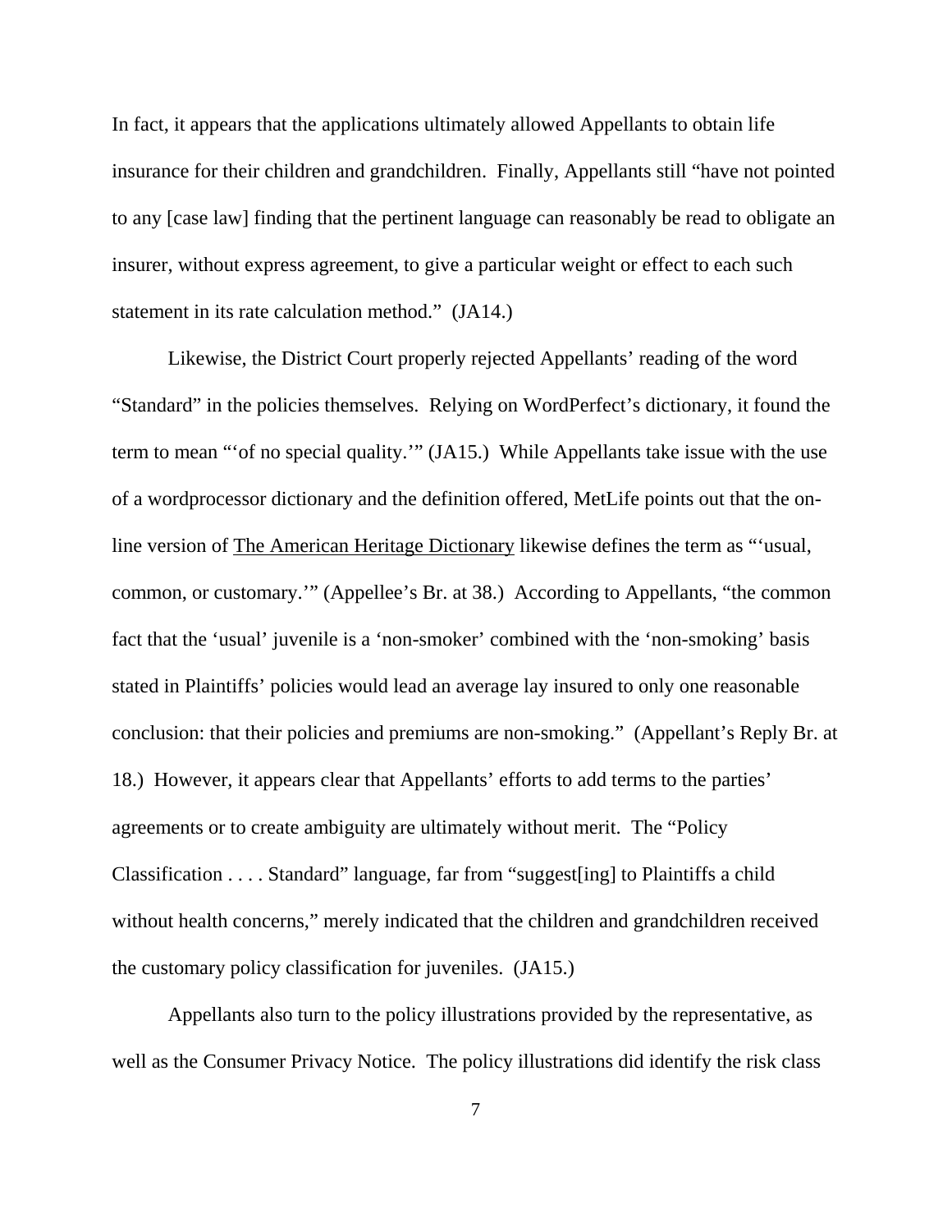In fact, it appears that the applications ultimately allowed Appellants to obtain life insurance for their children and grandchildren. Finally, Appellants still "have not pointed to any [case law] finding that the pertinent language can reasonably be read to obligate an insurer, without express agreement, to give a particular weight or effect to each such statement in its rate calculation method." (JA14.)

Likewise, the District Court properly rejected Appellants' reading of the word "Standard" in the policies themselves. Relying on WordPerfect's dictionary, it found the term to mean "'of no special quality.'" (JA15.) While Appellants take issue with the use of a wordprocessor dictionary and the definition offered, MetLife points out that the on-line version of The American Heritage Dictionary likewise defines the term as "'usual, common, or customary.'" (Appellee's Br. at 38.) According to Appellants, "the common fact that the 'usual' juvenile is a 'non-smoker' combined with the 'non-smoking' basis stated in Plaintiffs' policies would lead an average lay insured to only one reasonable conclusion: that their policies and premiums are non-smoking." (Appellant's Reply Br. at 18.) However, it appears clear that Appellants' efforts to add terms to the parties' agreements or to create ambiguity are ultimately without merit. The "Policy Classification . . . . Standard" language, far from "suggest[ing] to Plaintiffs a child without health concerns," merely indicated that the children and grandchildren received the customary policy classification for juveniles. (JA15.)

Appellants also turn to the policy illustrations provided by the representative, as well as the Consumer Privacy Notice. The policy illustrations did identify the risk class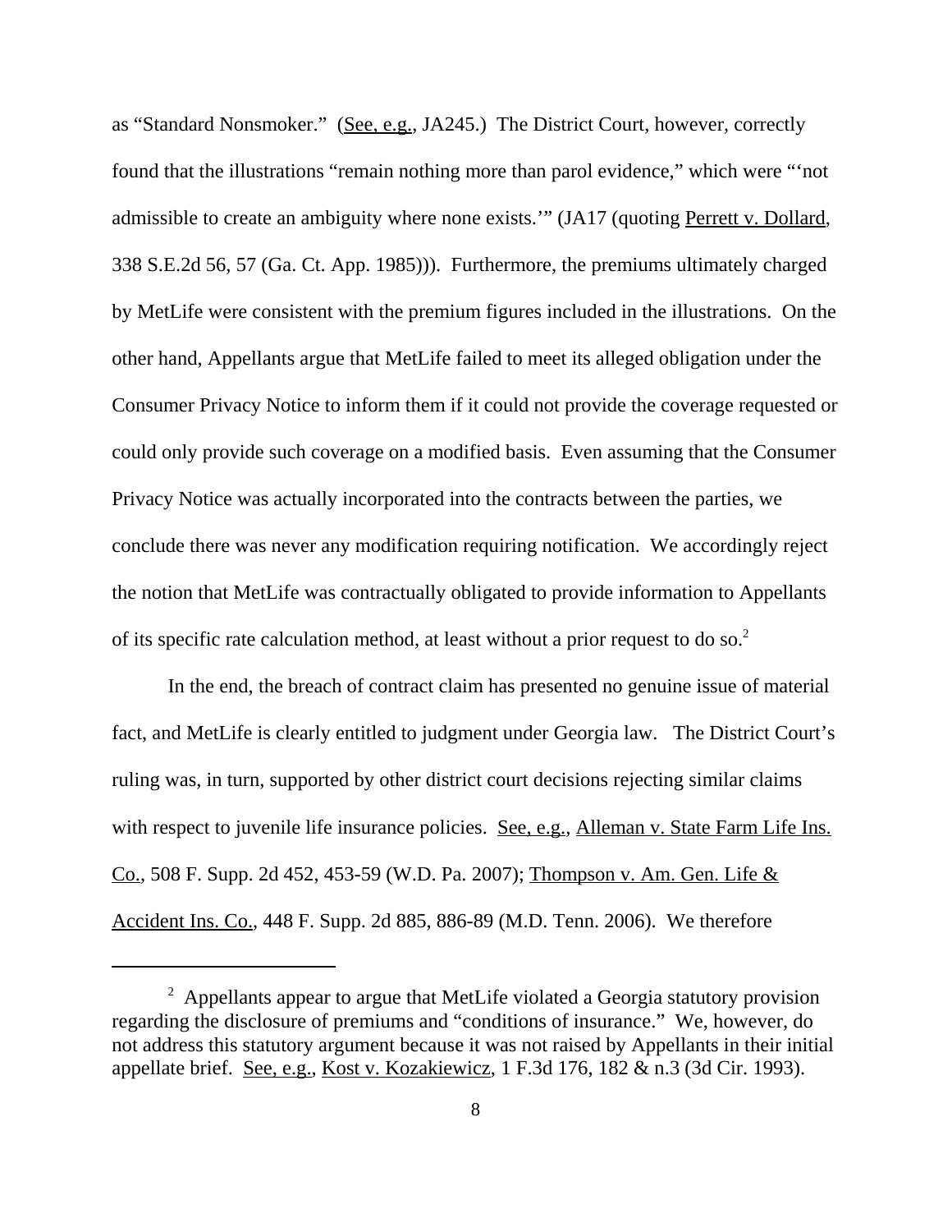as "Standard Nonsmoker." (See, e.g., JA245.) The District Court, however, correctly found that the illustrations "remain nothing more than parol evidence," which were "'not admissible to create an ambiguity where none exists.'" (JA17 (quoting Perrett v. Dollard, 338 S.E.2d 56, 57 (Ga. Ct. App. 1985))). Furthermore, the premiums ultimately charged by MetLife were consistent with the premium figures included in the illustrations. On the other hand, Appellants argue that MetLife failed to meet its alleged obligation under the Consumer Privacy Notice to inform them if it could not provide the coverage requested or could only provide such coverage on a modified basis. Even assuming that the Consumer Privacy Notice was actually incorporated into the contracts between the parties, we conclude there was never any modification requiring notification. We accordingly reject the notion that MetLife was contractually obligated to provide information to Appellants of its specific rate calculation method, at least without a prior request to do so.[2]

In the end, the breach of contract claim has presented no genuine issue of material fact, and MetLife is clearly entitled to judgment under Georgia law. The District Court's ruling was, in turn, supported by other district court decisions rejecting similar claims with respect to juvenile life insurance policies. See, e.g., Alleman v. State Farm Life Ins. Co., 508 F. Supp. 2d 452, 453-59 (W.D. Pa. 2007); Thompson v. Am. Gen. Life & Accident Ins. Co., 448 F. Supp. 2d 885, 886-89 (M.D. Tenn. 2006). We therefore

---

[2] Appellants appear to argue that MetLife violated a Georgia statutory provision regarding the disclosure of premiums and "conditions of insurance." We, however, do not address this statutory argument because it was not raised by Appellants in their initial appellate brief. See, e.g., Kost v. Kozakiewicz, 1 F.3d 176, 182 & n.3 (3d Cir. 1993).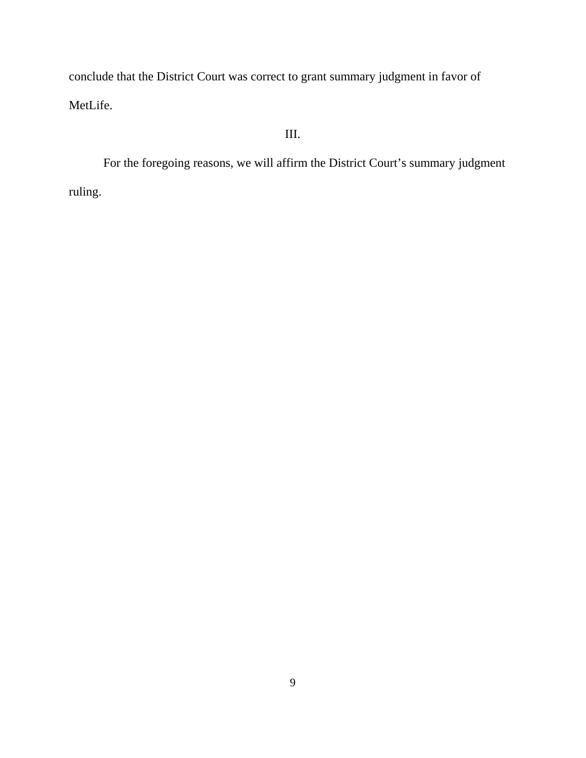conclude that the District Court was correct to grant summary judgment in favor of MetLife.

III.

For the foregoing reasons, we will affirm the District Court's summary judgment ruling.